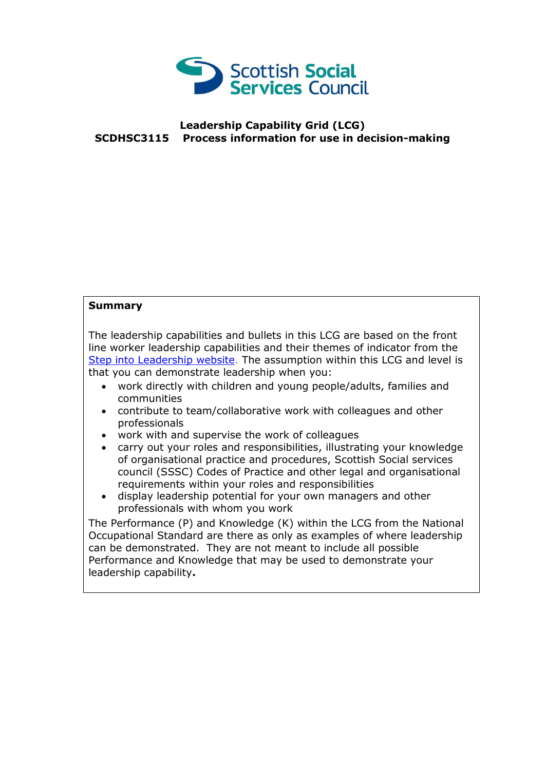Scottish Social Services Council

**Leadership Capability Grid (LCG)**

**SCDHSC3115 Process information for use in decision-making**

**Summary**

The leadership capabilities and bullets in this LCG are based on the front line worker leadership capabilities and their themes of indicator from the [Step into Leadership website](). The assumption within this LCG and level is that you can demonstrate leadership when you:

- work directly with children and young people/adults, families and communities
- contribute to team/collaborative work with colleagues and other professionals
- work with and supervise the work of colleagues
- carry out your roles and responsibilities, illustrating your knowledge of organisational practice and procedures, Scottish Social services council (SSSC) Codes of Practice and other legal and organisational requirements within your roles and responsibilities
- display leadership potential for your own managers and other professionals with whom you work

The Performance (P) and Knowledge (K) within the LCG from the National Occupational Standard are there as only as examples of where leadership can be demonstrated. They are not meant to include all possible Performance and Knowledge that may be used to demonstrate your leadership capability**.**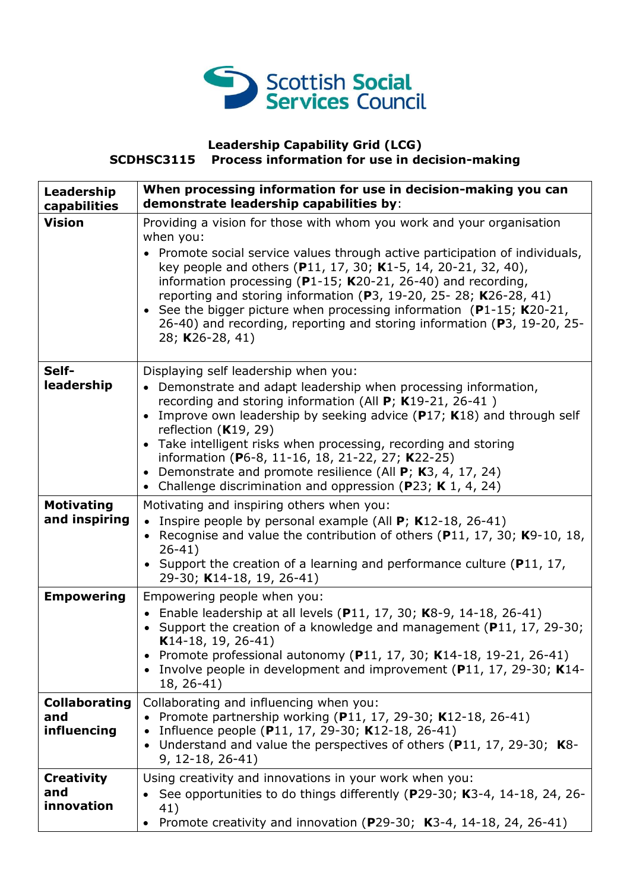Scottish Social Services Council

**Leadership Capability Grid (LCG)**
**SCDHSC3115 Process information for use in decision-making**

| **Leadership capabilities** | **When processing information for use in decision-making you can demonstrate leadership capabilities by**: |
|---|---|
| **Vision** | Providing a vision for those with whom you work and your organisation when you:<br>• Promote social service values through active participation of individuals, key people and others (**P**11, 17, 30; **K**1-5, 14, 20-21, 32, 40), information processing (**P**1-15; **K**20-21, 26-40) and recording, reporting and storing information (**P**3, 19-20, 25- 28; **K**26-28, 41)<br>• See the bigger picture when processing information (**P**1-15; **K**20-21, 26-40) and recording, reporting and storing information (**P**3, 19-20, 25-28; **K**26-28, 41) |
| **Self-leadership** | Displaying self leadership when you:<br>• Demonstrate and adapt leadership when processing information, recording and storing information (All **P**; **K**19-21, 26-41 )<br>• Improve own leadership by seeking advice (**P**17; **K**18) and through self reflection (**K**19, 29)<br>• Take intelligent risks when processing, recording and storing information (**P**6-8, 11-16, 18, 21-22, 27; **K**22-25)<br>• Demonstrate and promote resilience (All **P**; **K**3, 4, 17, 24)<br>• Challenge discrimination and oppression (**P**23; **K** 1, 4, 24) |
| **Motivating and inspiring** | Motivating and inspiring others when you:<br>• Inspire people by personal example (All **P**; **K**12-18, 26-41)<br>• Recognise and value the contribution of others (**P**11, 17, 30; **K**9-10, 18, 26-41)<br>• Support the creation of a learning and performance culture (**P**11, 17, 29-30; **K**14-18, 19, 26-41) |
| **Empowering** | Empowering people when you:<br>• Enable leadership at all levels (**P**11, 17, 30; **K**8-9, 14-18, 26-41)<br>• Support the creation of a knowledge and management (**P**11, 17, 29-30; **K**14-18, 19, 26-41)<br>• Promote professional autonomy (**P**11, 17, 30; **K**14-18, 19-21, 26-41)<br>• Involve people in development and improvement (**P**11, 17, 29-30; **K**14-18, 26-41) |
| **Collaborating and influencing** | Collaborating and influencing when you:<br>• Promote partnership working (**P**11, 17, 29-30; **K**12-18, 26-41)<br>• Influence people (**P**11, 17, 29-30; **K**12-18, 26-41)<br>• Understand and value the perspectives of others (**P**11, 17, 29-30; **K**8-9, 12-18, 26-41) |
| **Creativity and innovation** | Using creativity and innovations in your work when you:<br>• See opportunities to do things differently (**P**29-30; **K**3-4, 14-18, 24, 26-41)<br>• Promote creativity and innovation (**P**29-30; **K**3-4, 14-18, 24, 26-41) |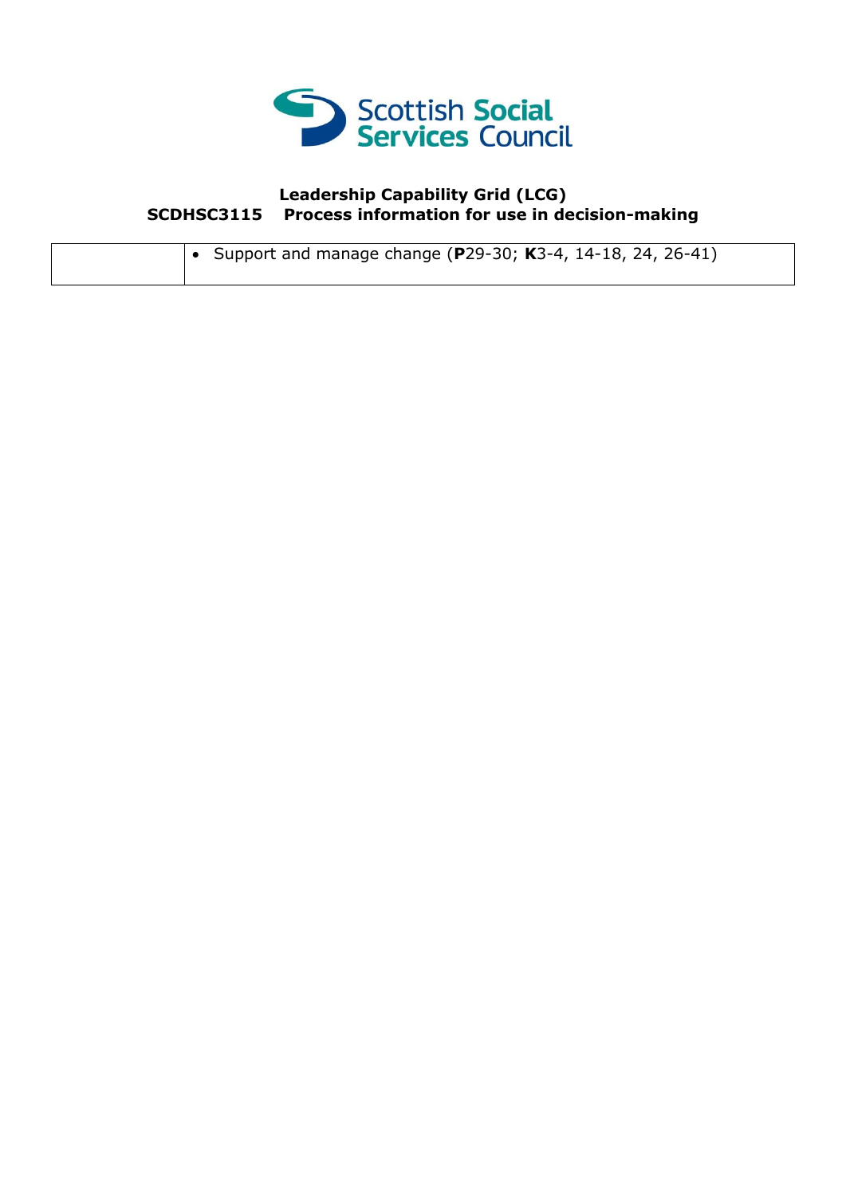**Leadership Capability Grid (LCG)**
**SCDHSC3115 Process information for use in decision-making**

| | |
|---|---|
| | • Support and manage change (**P**29-30; **K**3-4, 14-18, 24, 26-41) |